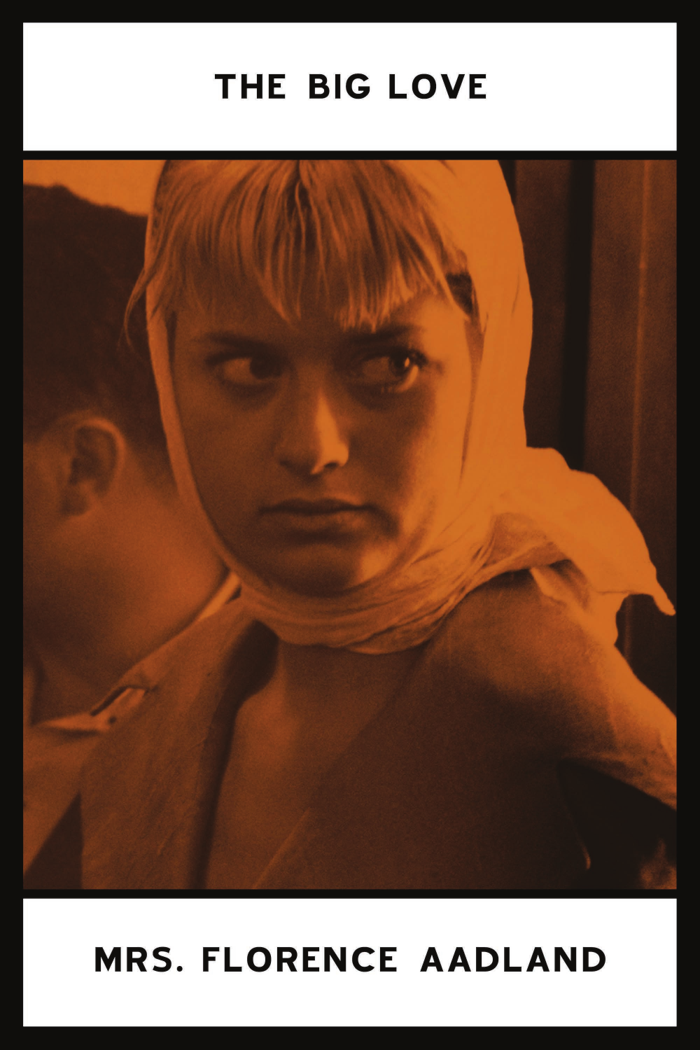# THE BIG LOVE

MRS. FLORENCE AADLAND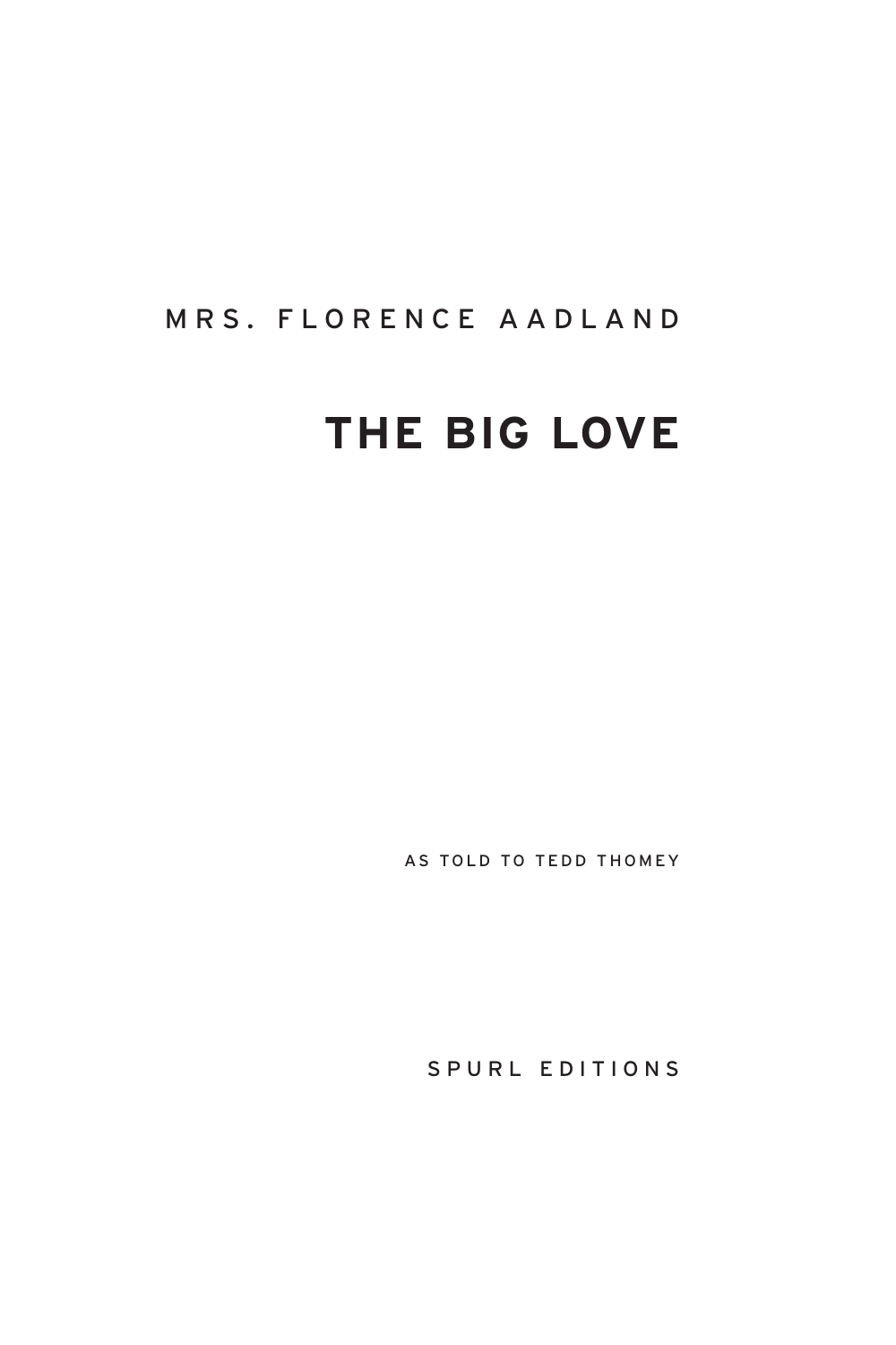MRS. FLORENCE AADLAND

# THE BIG LOVE

AS TOLD TO TEDD THOMEY

SPURL EDITIONS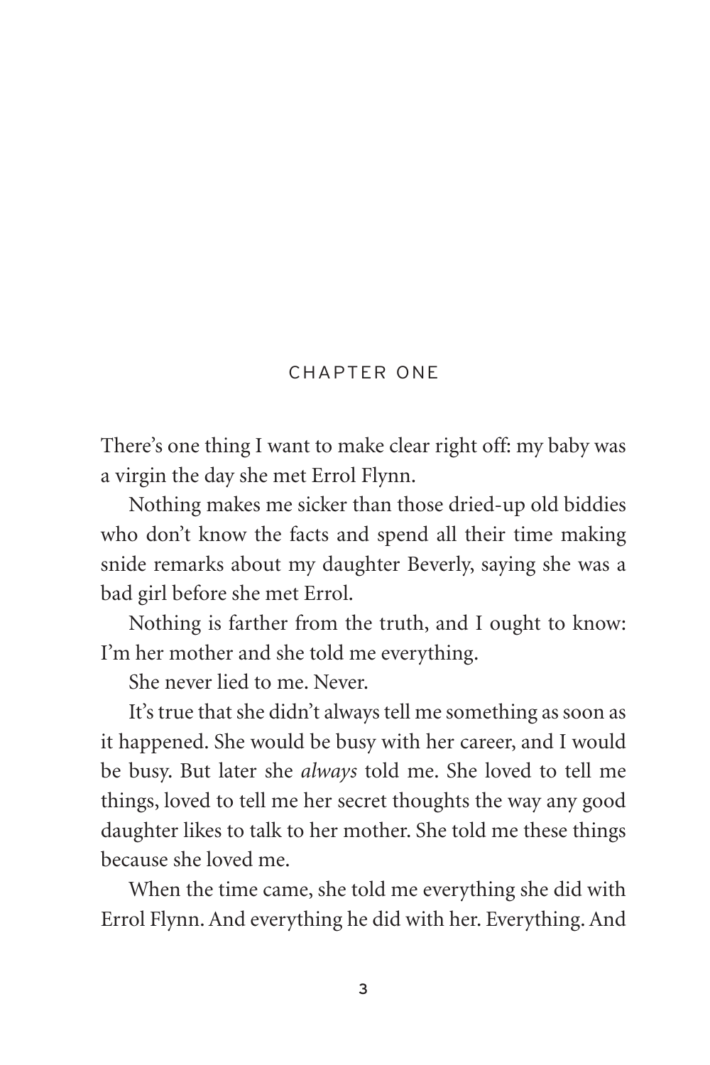# CHAPTER ONE

There's one thing I want to make clear right off: my baby was a virgin the day she met Errol Flynn.

Nothing makes me sicker than those dried-up old biddies who don't know the facts and spend all their time making snide remarks about my daughter Beverly, saying she was a bad girl before she met Errol.

Nothing is farther from the truth, and I ought to know: I'm her mother and she told me everything.

She never lied to me. Never.

It's true that she didn't always tell me something as soon as it happened. She would be busy with her career, and I would be busy. But later she *always* told me. She loved to tell me things, loved to tell me her secret thoughts the way any good daughter likes to talk to her mother. She told me these things because she loved me.

When the time came, she told me everything she did with Errol Flynn. And everything he did with her. Everything. And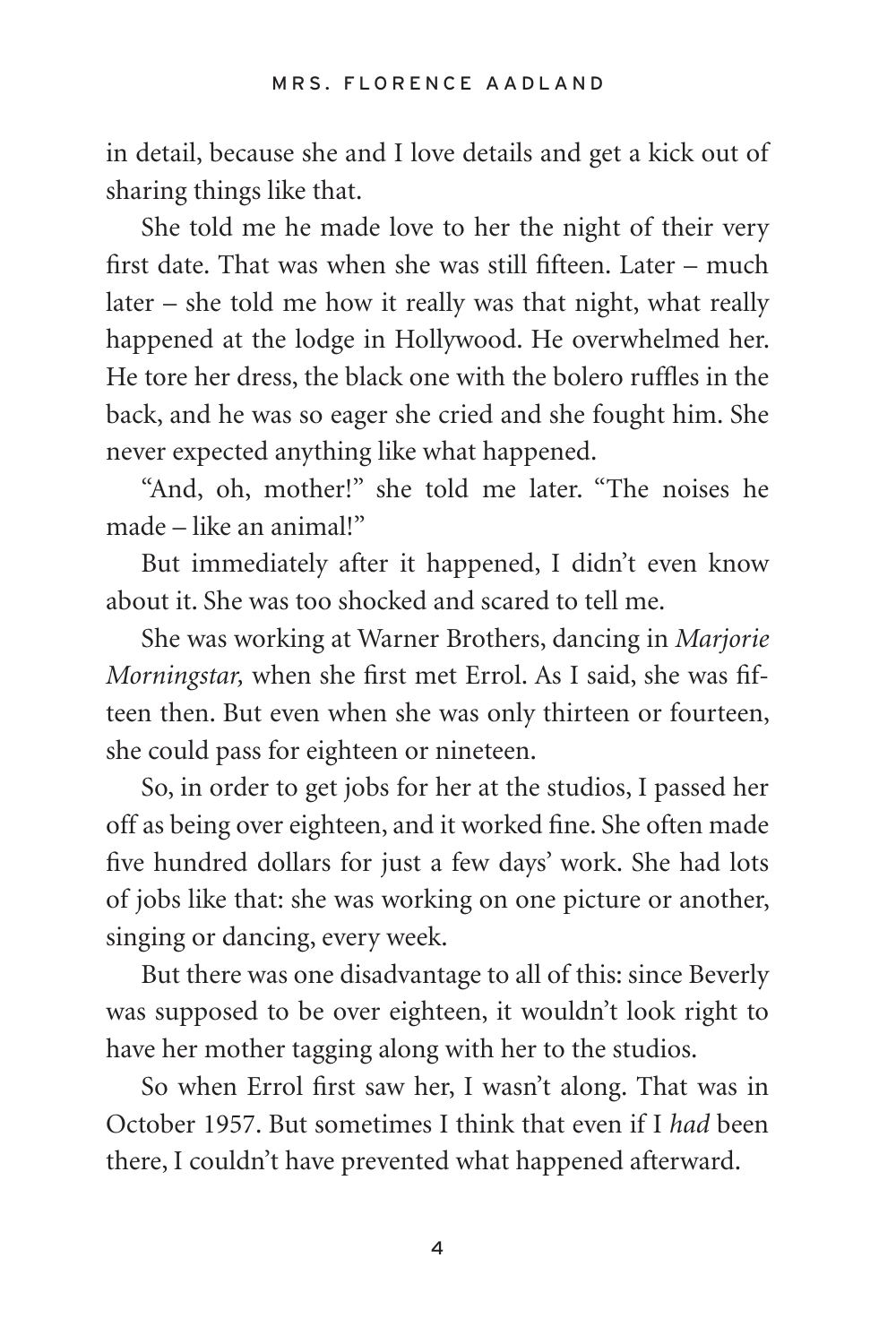in detail, because she and I love details and get a kick out of sharing things like that.

She told me he made love to her the night of their very first date. That was when she was still fifteen. Later – much later – she told me how it really was that night, what really happened at the lodge in Hollywood. He overwhelmed her. He tore her dress, the black one with the bolero ruffles in the back, and he was so eager she cried and she fought him. She never expected anything like what happened.

"And, oh, mother!" she told me later. "The noises he made – like an animal!"

But immediately after it happened, I didn't even know about it. She was too shocked and scared to tell me.

She was working at Warner Brothers, dancing in *Marjorie Morningstar,* when she first met Errol. As I said, she was fifteen then. But even when she was only thirteen or fourteen, she could pass for eighteen or nineteen.

So, in order to get jobs for her at the studios, I passed her off as being over eighteen, and it worked fine. She often made five hundred dollars for just a few days' work. She had lots of jobs like that: she was working on one picture or another, singing or dancing, every week.

But there was one disadvantage to all of this: since Beverly was supposed to be over eighteen, it wouldn't look right to have her mother tagging along with her to the studios.

So when Errol first saw her, I wasn't along. That was in October 1957. But sometimes I think that even if I *had* been there, I couldn't have prevented what happened afterward.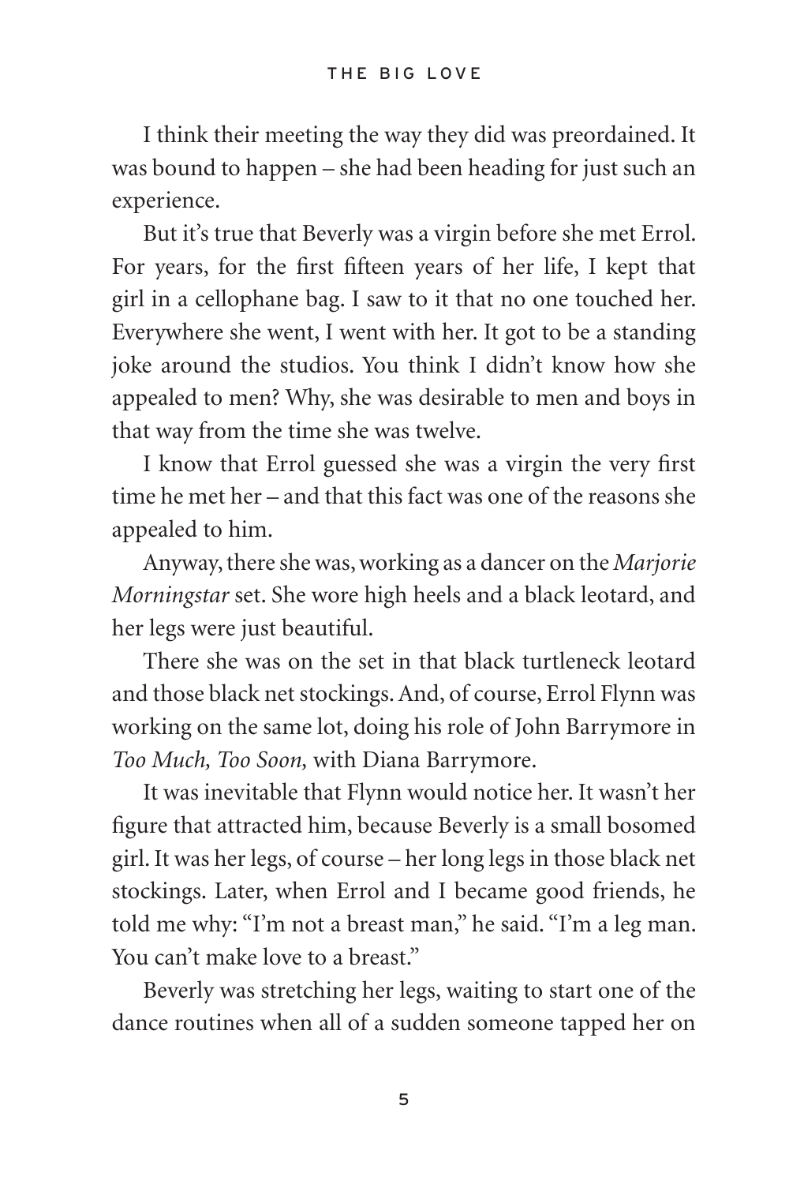I think their meeting the way they did was preordained. It was bound to happen – she had been heading for just such an experience.

But it's true that Beverly was a virgin before she met Errol. For years, for the first fifteen years of her life, I kept that girl in a cellophane bag. I saw to it that no one touched her. Everywhere she went, I went with her. It got to be a standing joke around the studios. You think I didn't know how she appealed to men? Why, she was desirable to men and boys in that way from the time she was twelve.

I know that Errol guessed she was a virgin the very first time he met her – and that this fact was one of the reasons she appealed to him.

Anyway, there she was, working as a dancer on the *Marjorie Morningstar* set. She wore high heels and a black leotard, and her legs were just beautiful.

There she was on the set in that black turtleneck leotard and those black net stockings. And, of course, Errol Flynn was working on the same lot, doing his role of John Barrymore in *Too Much, Too Soon,* with Diana Barrymore.

It was inevitable that Flynn would notice her. It wasn't her figure that attracted him, because Beverly is a small bosomed girl. It was her legs, of course – her long legs in those black net stockings. Later, when Errol and I became good friends, he told me why: "I'm not a breast man," he said. "I'm a leg man. You can't make love to a breast."

Beverly was stretching her legs, waiting to start one of the dance routines when all of a sudden someone tapped her on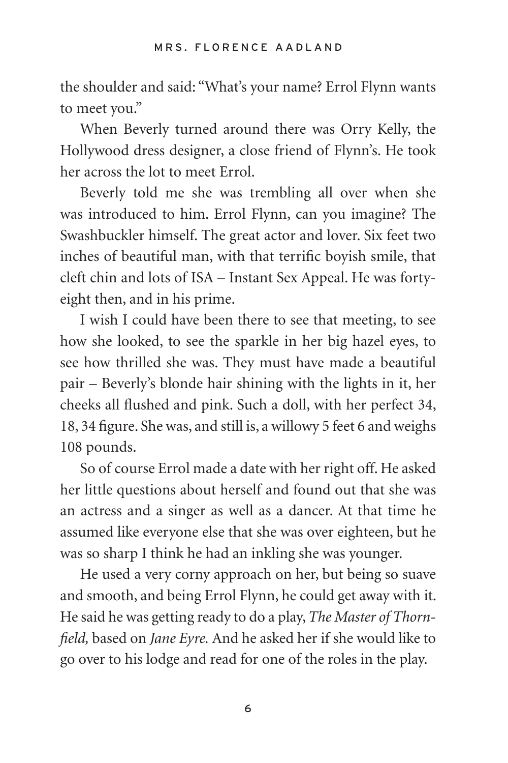the shoulder and said: "What's your name? Errol Flynn wants to meet you."

When Beverly turned around there was Orry Kelly, the Hollywood dress designer, a close friend of Flynn's. He took her across the lot to meet Errol.

Beverly told me she was trembling all over when she was introduced to him. Errol Flynn, can you imagine? The Swashbuckler himself. The great actor and lover. Six feet two inches of beautiful man, with that terrific boyish smile, that cleft chin and lots of ISA – Instant Sex Appeal. He was forty-eight then, and in his prime.

I wish I could have been there to see that meeting, to see how she looked, to see the sparkle in her big hazel eyes, to see how thrilled she was. They must have made a beautiful pair – Beverly's blonde hair shining with the lights in it, her cheeks all flushed and pink. Such a doll, with her perfect 34, 18, 34 figure. She was, and still is, a willowy 5 feet 6 and weighs 108 pounds.

So of course Errol made a date with her right off. He asked her little questions about herself and found out that she was an actress and a singer as well as a dancer. At that time he assumed like everyone else that she was over eighteen, but he was so sharp I think he had an inkling she was younger.

He used a very corny approach on her, but being so suave and smooth, and being Errol Flynn, he could get away with it. He said he was getting ready to do a play, *The Master of Thornfield,* based on *Jane Eyre.* And he asked her if she would like to go over to his lodge and read for one of the roles in the play.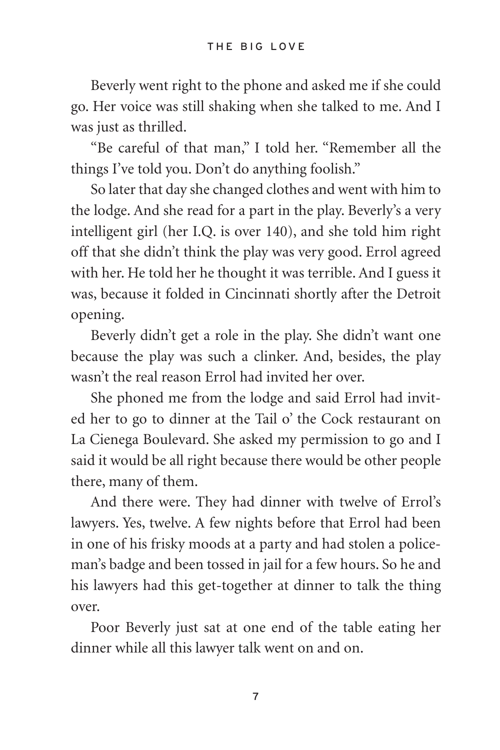Beverly went right to the phone and asked me if she could go. Her voice was still shaking when she talked to me. And I was just as thrilled.

"Be careful of that man," I told her. "Remember all the things I've told you. Don't do anything foolish."

So later that day she changed clothes and went with him to the lodge. And she read for a part in the play. Beverly's a very intelligent girl (her I.Q. is over 140), and she told him right off that she didn't think the play was very good. Errol agreed with her. He told her he thought it was terrible. And I guess it was, because it folded in Cincinnati shortly after the Detroit opening.

Beverly didn't get a role in the play. She didn't want one because the play was such a clinker. And, besides, the play wasn't the real reason Errol had invited her over.

She phoned me from the lodge and said Errol had invited her to go to dinner at the Tail o' the Cock restaurant on La Cienega Boulevard. She asked my permission to go and I said it would be all right because there would be other people there, many of them.

And there were. They had dinner with twelve of Errol's lawyers. Yes, twelve. A few nights before that Errol had been in one of his frisky moods at a party and had stolen a policeman's badge and been tossed in jail for a few hours. So he and his lawyers had this get-together at dinner to talk the thing over.

Poor Beverly just sat at one end of the table eating her dinner while all this lawyer talk went on and on.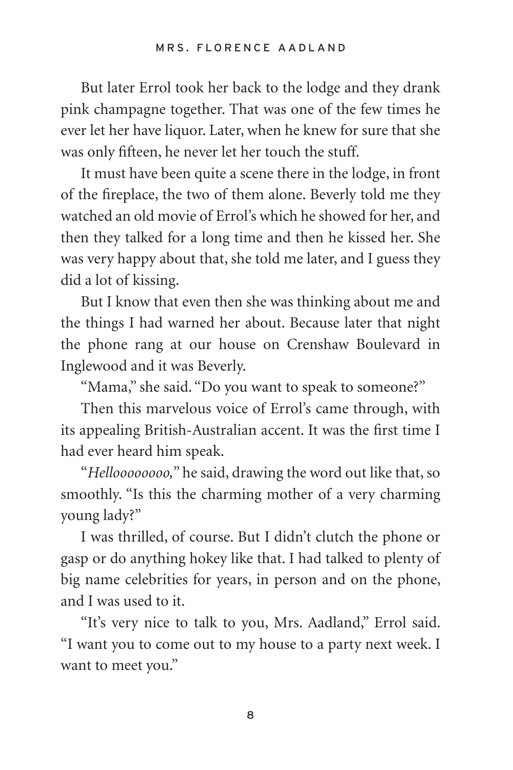But later Errol took her back to the lodge and they drank pink champagne together. That was one of the few times he ever let her have liquor. Later, when he knew for sure that she was only fifteen, he never let her touch the stuff.

It must have been quite a scene there in the lodge, in front of the fireplace, the two of them alone. Beverly told me they watched an old movie of Errol's which he showed for her, and then they talked for a long time and then he kissed her. She was very happy about that, she told me later, and I guess they did a lot of kissing.

But I know that even then she was thinking about me and the things I had warned her about. Because later that night the phone rang at our house on Crenshaw Boulevard in Inglewood and it was Beverly.

"Mama," she said. "Do you want to speak to someone?"

Then this marvelous voice of Errol's came through, with its appealing British-Australian accent. It was the first time I had ever heard him speak.

"*Hellooooooo,*" he said, drawing the word out like that, so smoothly. "Is this the charming mother of a very charming young lady?"

I was thrilled, of course. But I didn't clutch the phone or gasp or do anything hokey like that. I had talked to plenty of big name celebrities for years, in person and on the phone, and I was used to it.

"It's very nice to talk to you, Mrs. Aadland," Errol said. "I want you to come out to my house to a party next week. I want to meet you."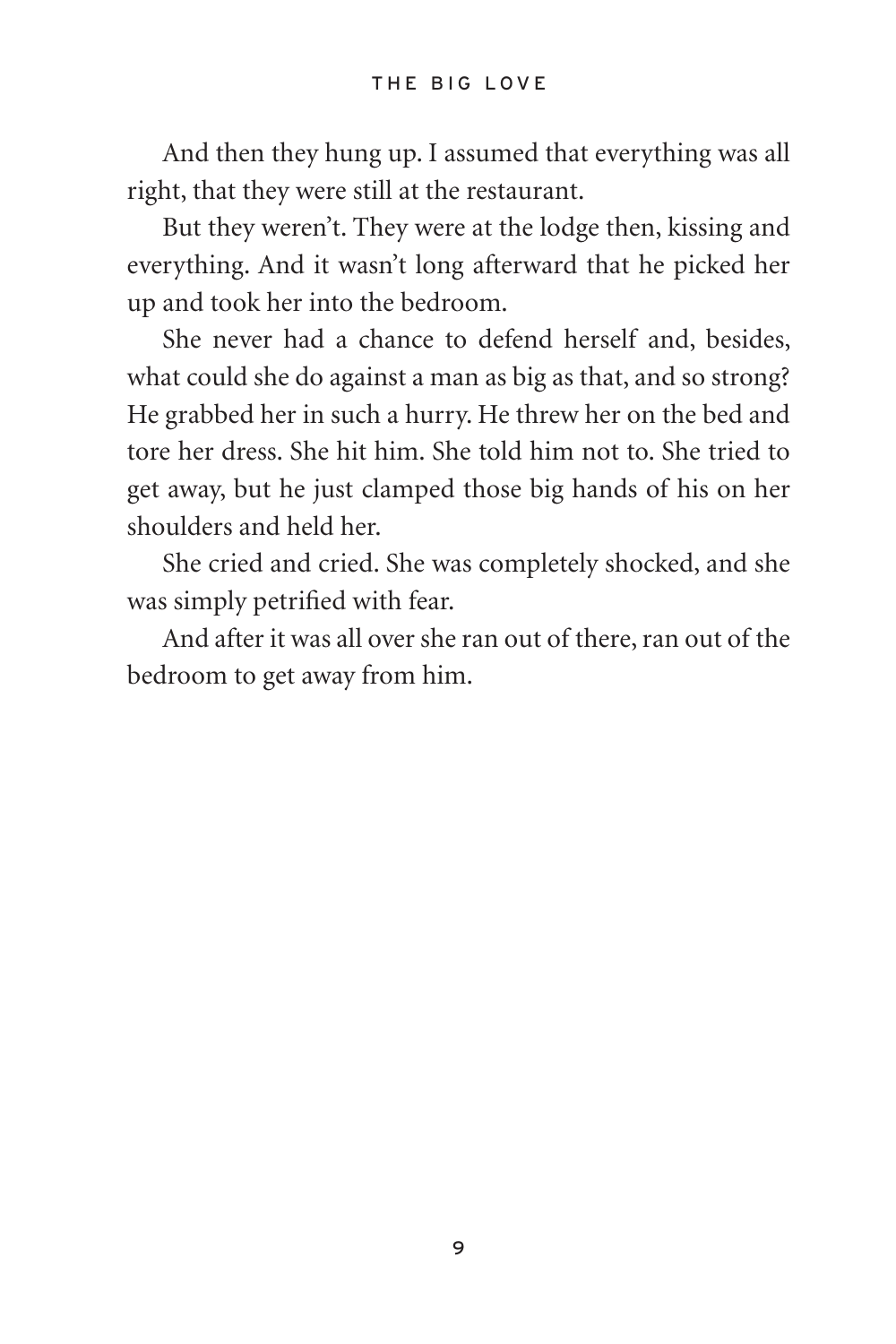And then they hung up. I assumed that everything was all right, that they were still at the restaurant.

But they weren't. They were at the lodge then, kissing and everything. And it wasn't long afterward that he picked her up and took her into the bedroom.

She never had a chance to defend herself and, besides, what could she do against a man as big as that, and so strong? He grabbed her in such a hurry. He threw her on the bed and tore her dress. She hit him. She told him not to. She tried to get away, but he just clamped those big hands of his on her shoulders and held her.

She cried and cried. She was completely shocked, and she was simply petrified with fear.

And after it was all over she ran out of there, ran out of the bedroom to get away from him.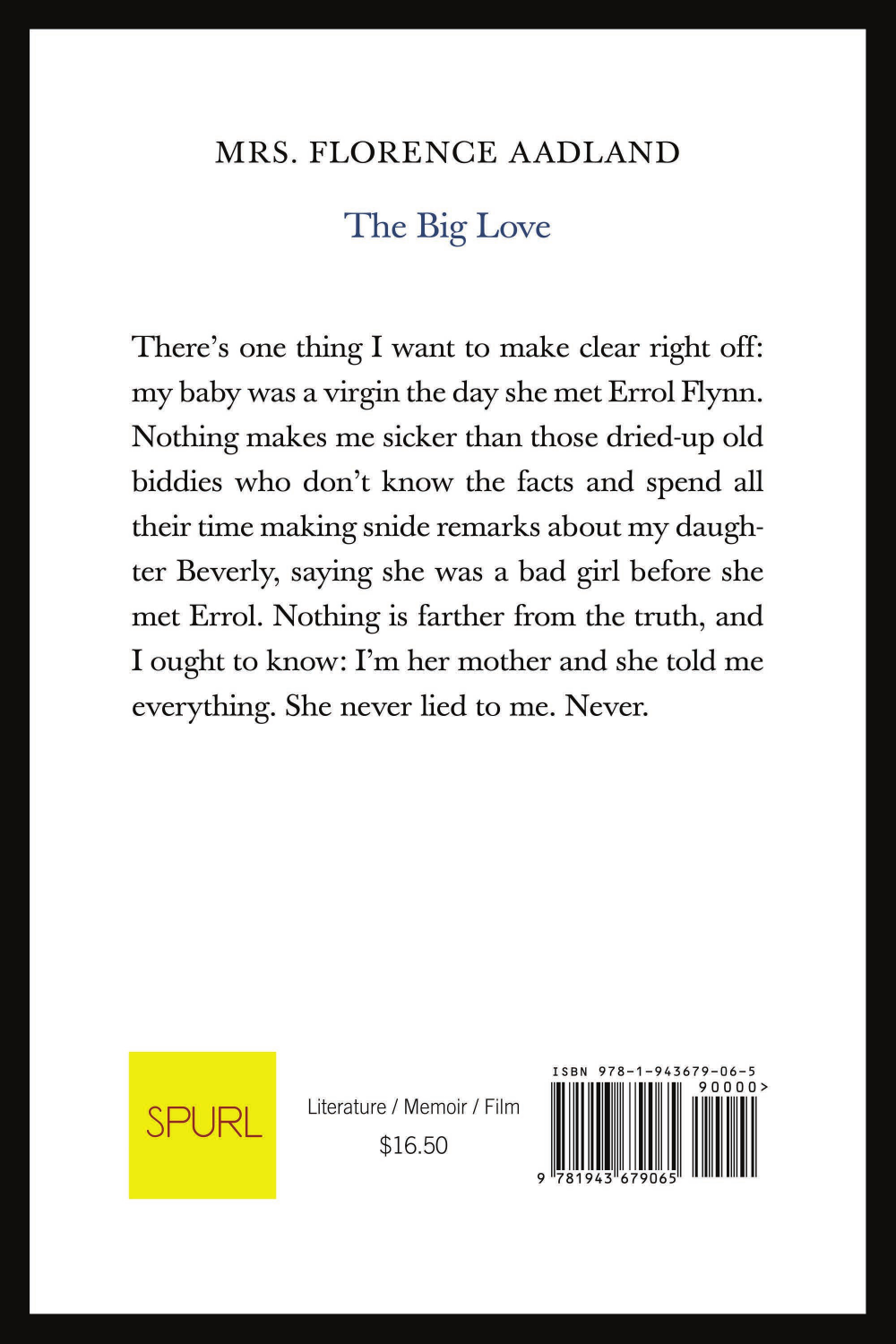MRS. FLORENCE AADLAND

## The Big Love

There's one thing I want to make clear right off: my baby was a virgin the day she met Errol Flynn. Nothing makes me sicker than those dried-up old biddies who don't know the facts and spend all their time making snide remarks about my daughter Beverly, saying she was a bad girl before she met Errol. Nothing is farther from the truth, and I ought to know: I'm her mother and she told me everything. She never lied to me. Never.

SPURL

Literature / Memoir / Film

$16.50

ISBN 978-1-943679-06-5

90000>

9 781943 679065